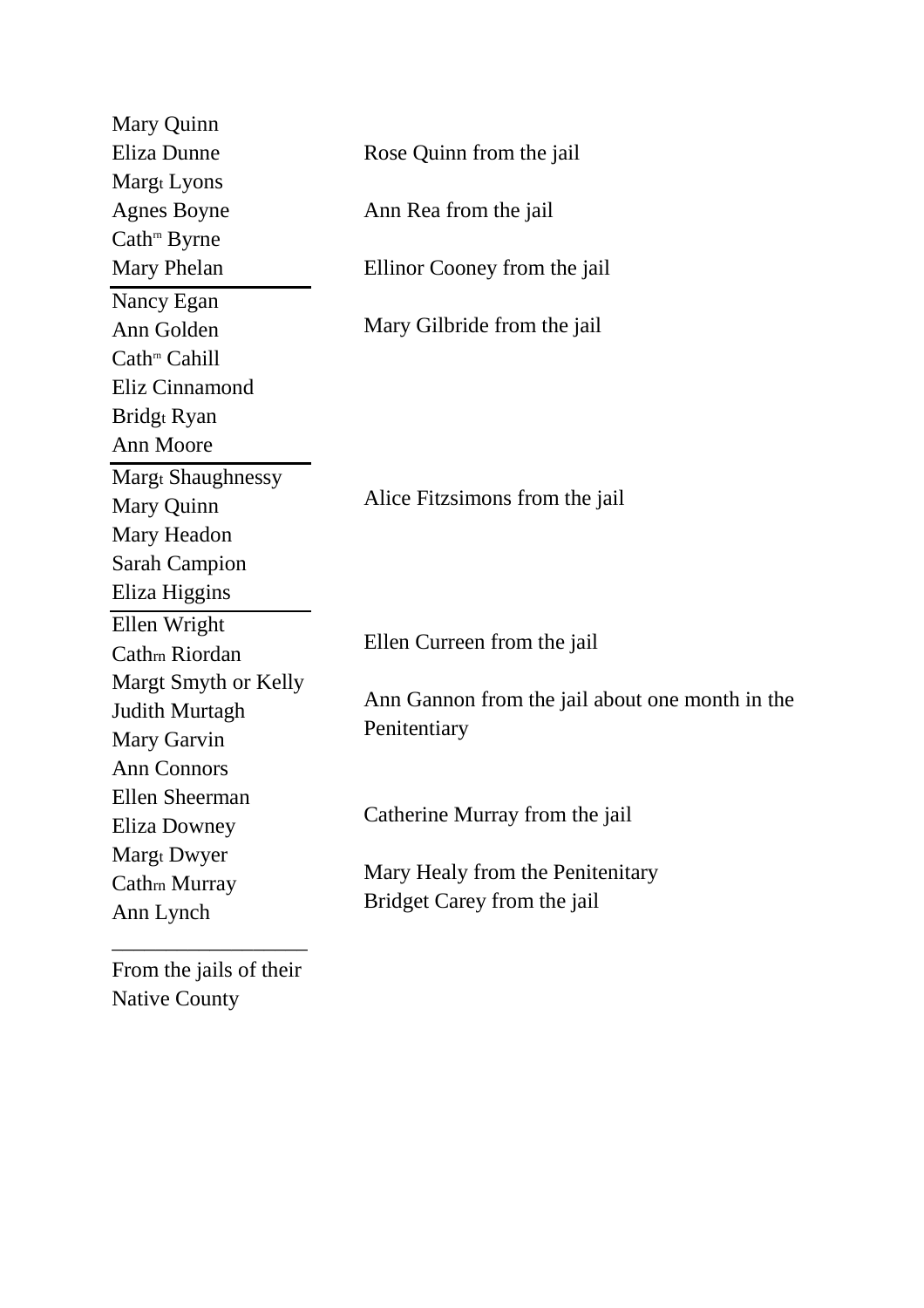Mary Quinn
Eliza Dunne
Margt Lyons
Agnes Boyne
Cathrn Byrne
Mary Phelan

---

Nancy Egan
Ann Golden
Cathrn Cahill
Eliz Cinnamond
Bridgt Ryan
Ann Moore

---

Margt Shaughnessy
Mary Quinn
Mary Headon
Sarah Campion
Eliza Higgins

---

Ellen Wright
Cathrn Riordan
Margt Smyth or Kelly
Judith Murtagh
Mary Garvin
Ann Connors
Ellen Sheerman
Eliza Downey
Margt Dwyer
Cathrn Murray
Ann Lynch

---

From the jails of their Native County

Rose Quinn from the jail

Ann Rea from the jail

Ellinor Cooney from the jail

Mary Gilbride from the jail

Alice Fitzsimons from the jail

Ellen Curreen from the jail

Ann Gannon from the jail about one month in the Penitentiary

Catherine Murray from the jail

Mary Healy from the Penitenitary
Bridget Carey from the jail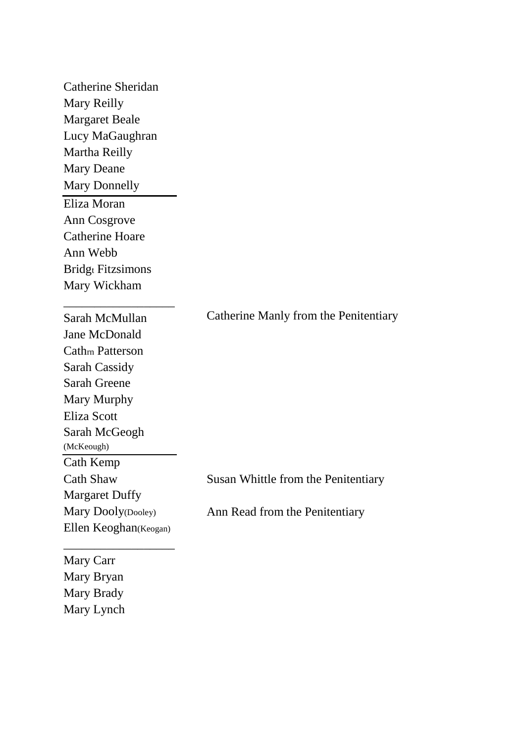Catherine Sheridan
Mary Reilly
Margaret Beale
Lucy MaGaughran
Martha Reilly
Mary Deane
Mary Donnelly

---

Eliza Moran
Ann Cosgrove
Catherine Hoare
Ann Webb
Bridg[t] Fitzsimons
Mary Wickham

---

Sarah McMullan — Catherine Manly from the Penitentiary
Jane McDonald
Cath[rn] Patterson
Sarah Cassidy
Sarah Greene
Mary Murphy
Eliza Scott
Sarah McGeogh
(McKeough)

---

Cath Kemp
Cath Shaw — Susan Whittle from the Penitentiary
Margaret Duffy
Mary Dooly(Dooley) — Ann Read from the Penitentiary
Ellen Keoghan(Keogan)

---

Mary Carr
Mary Bryan
Mary Brady
Mary Lynch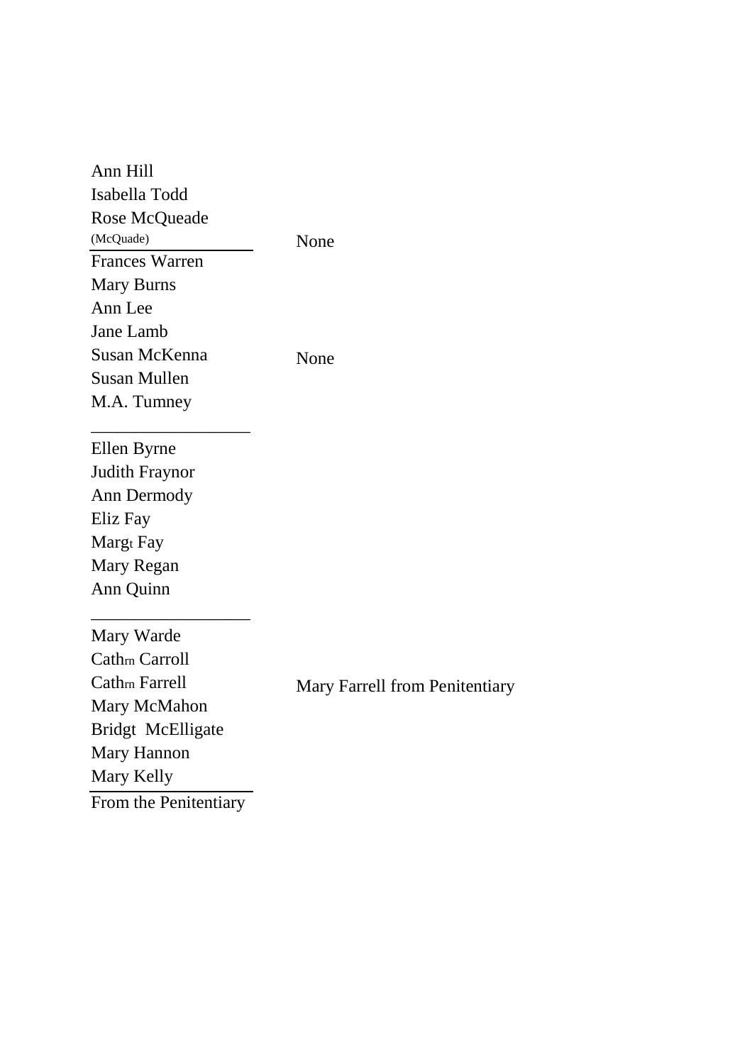| | |
|---|---|
| Ann Hill<br>Isabella Todd<br>Rose McQueade<br>(McQuade) | None |
| Frances Warren<br>Mary Burns<br>Ann Lee<br>Jane Lamb<br>Susan McKenna<br>Susan Mullen<br>M.A. Tumney | None |
| Ellen Byrne<br>Judith Fraynor<br>Ann Dermody<br>Eliz Fay<br>Marg[t] Fay<br>Mary Regan<br>Ann Quinn | |
| Mary Warde<br>Cath[rn] Carroll<br>Cath[rn] Farrell<br>Mary McMahon<br>Bridgt McElligate<br>Mary Hannon<br>Mary Kelly | Mary Farrell from Penitentiary |
| From the Penitentiary | |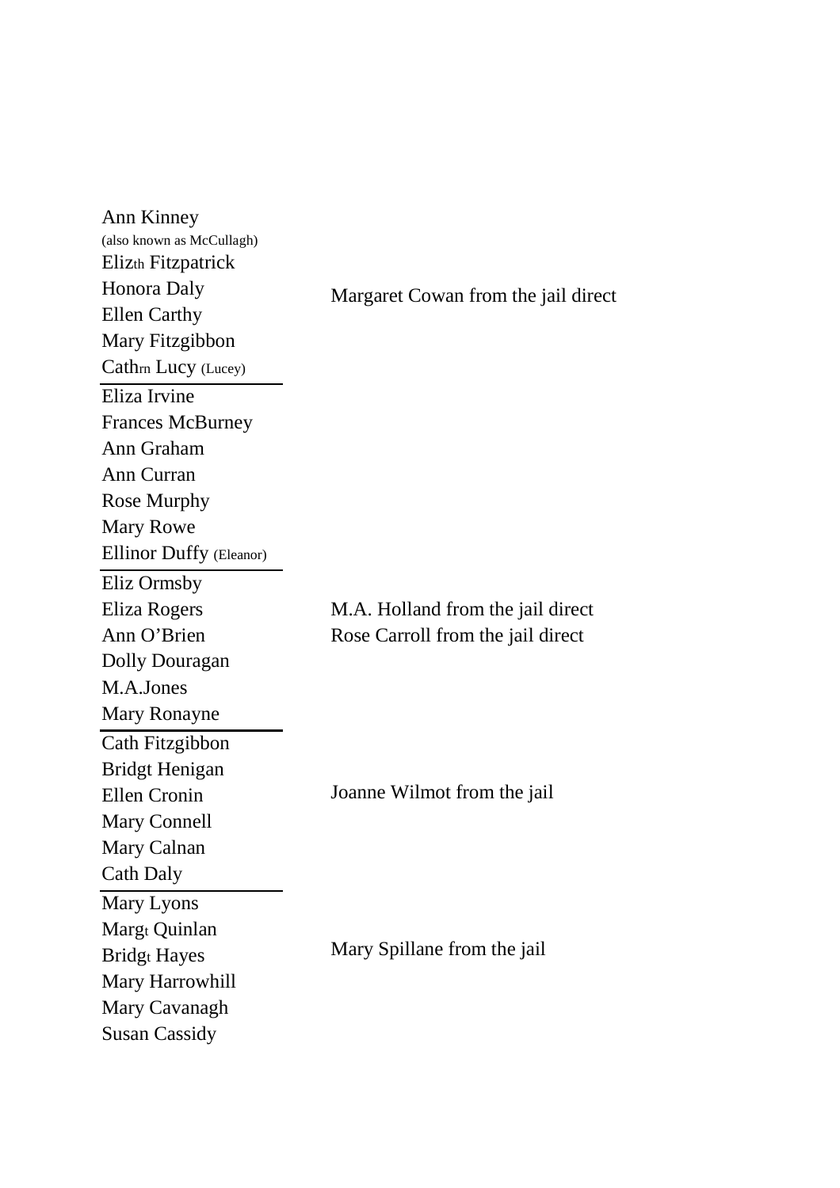| | |
|---|---|
| Ann Kinney (also known as McCullagh)<br>Elizth Fitzpatrick<br>Honora Daly<br>Ellen Carthy<br>Mary Fitzgibbon<br>Cathrn Lucy (Lucey) | Margaret Cowan from the jail direct |
| Eliza Irvine<br>Frances McBurney<br>Ann Graham<br>Ann Curran<br>Rose Murphy<br>Mary Rowe<br>Ellinor Duffy (Eleanor) | |
| Eliz Ormsby<br>Eliza Rogers<br>Ann O'Brien<br>Dolly Douragan<br>M.A.Jones<br>Mary Ronayne | M.A. Holland from the jail direct<br>Rose Carroll from the jail direct |
| Cath Fitzgibbon<br>Bridgt Henigan<br>Ellen Cronin<br>Mary Connell<br>Mary Calnan<br>Cath Daly | Joanne Wilmot from the jail |
| Mary Lyons<br>Margt Quinlan<br>Bridgt Hayes<br>Mary Harrowhill<br>Mary Cavanagh<br>Susan Cassidy | Mary Spillane from the jail |